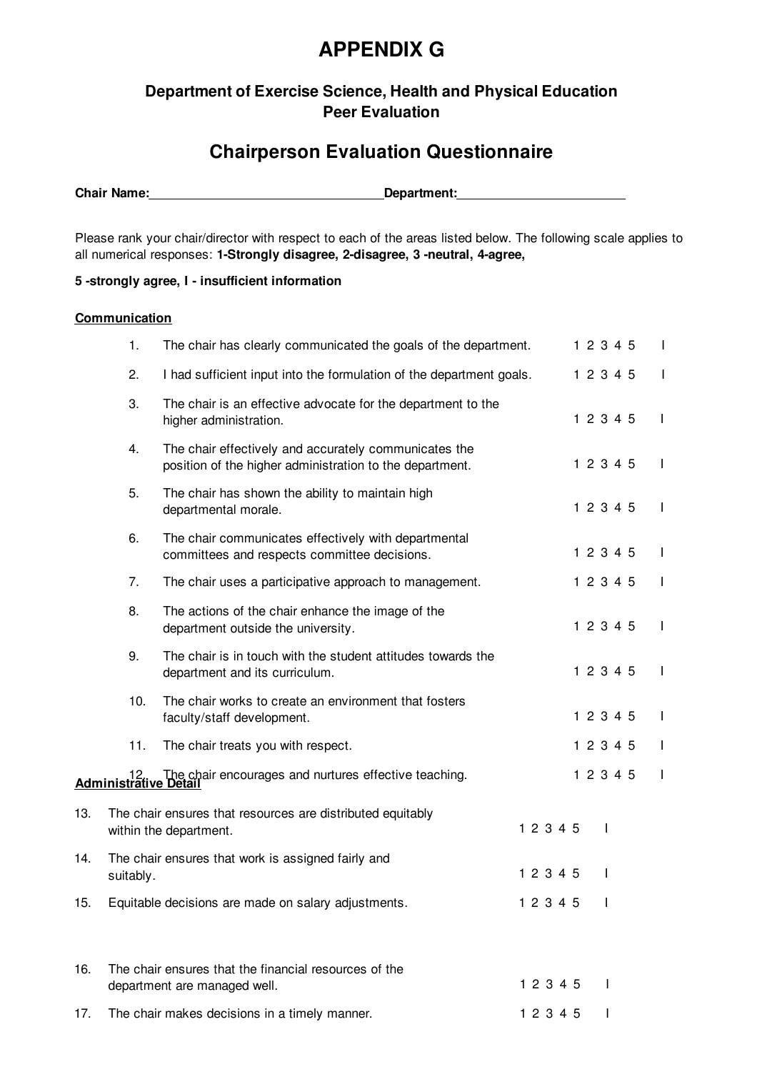# APPENDIX G

### Department of Exercise Science, Health and Physical Education
### Peer Evaluation

## Chairperson Evaluation Questionnaire

**Chair Name:**\_\_\_\_\_\_\_\_\_\_\_\_\_\_\_\_\_\_\_\_\_\_\_\_\_\_\_\_\_\_\_\_**Department:**\_\_\_\_\_\_\_\_\_\_\_\_\_\_\_\_\_\_\_\_\_\_\_\_

Please rank your chair/director with respect to each of the areas listed below. The following scale applies to all numerical responses: **1-Strongly disagree, 2-disagree, 3 -neutral, 4-agree,**

**5 -strongly agree, I - insufficient information**

**Communication**

| # | Statement | Rating | |
|---|---|---|---|
| 1. | The chair has clearly communicated the goals of the department. | 1 2 3 4 5 | I |
| 2. | I had sufficient input into the formulation of the department goals. | 1 2 3 4 5 | I |
| 3. | The chair is an effective advocate for the department to the higher administration. | 1 2 3 4 5 | I |
| 4. | The chair effectively and accurately communicates the position of the higher administration to the department. | 1 2 3 4 5 | I |
| 5. | The chair has shown the ability to maintain high departmental morale. | 1 2 3 4 5 | I |
| 6. | The chair communicates effectively with departmental committees and respects committee decisions. | 1 2 3 4 5 | I |
| 7. | The chair uses a participative approach to management. | 1 2 3 4 5 | I |
| 8. | The actions of the chair enhance the image of the department outside the university. | 1 2 3 4 5 | I |
| 9. | The chair is in touch with the student attitudes towards the department and its curriculum. | 1 2 3 4 5 | I |
| 10. | The chair works to create an environment that fosters faculty/staff development. | 1 2 3 4 5 | I |
| 11. | The chair treats you with respect. | 1 2 3 4 5 | I |
| 12. | The chair encourages and nurtures effective teaching. | 1 2 3 4 5 | I |

**Administrative Detail**

| # | Statement | Rating | |
|---|---|---|---|
| 13. | The chair ensures that resources are distributed equitably within the department. | 1 2 3 4 5 | I |
| 14. | The chair ensures that work is assigned fairly and suitably. | 1 2 3 4 5 | I |
| 15. | Equitable decisions are made on salary adjustments. | 1 2 3 4 5 | I |
| 16. | The chair ensures that the financial resources of the department are managed well. | 1 2 3 4 5 | I |
| 17. | The chair makes decisions in a timely manner. | 1 2 3 4 5 | I |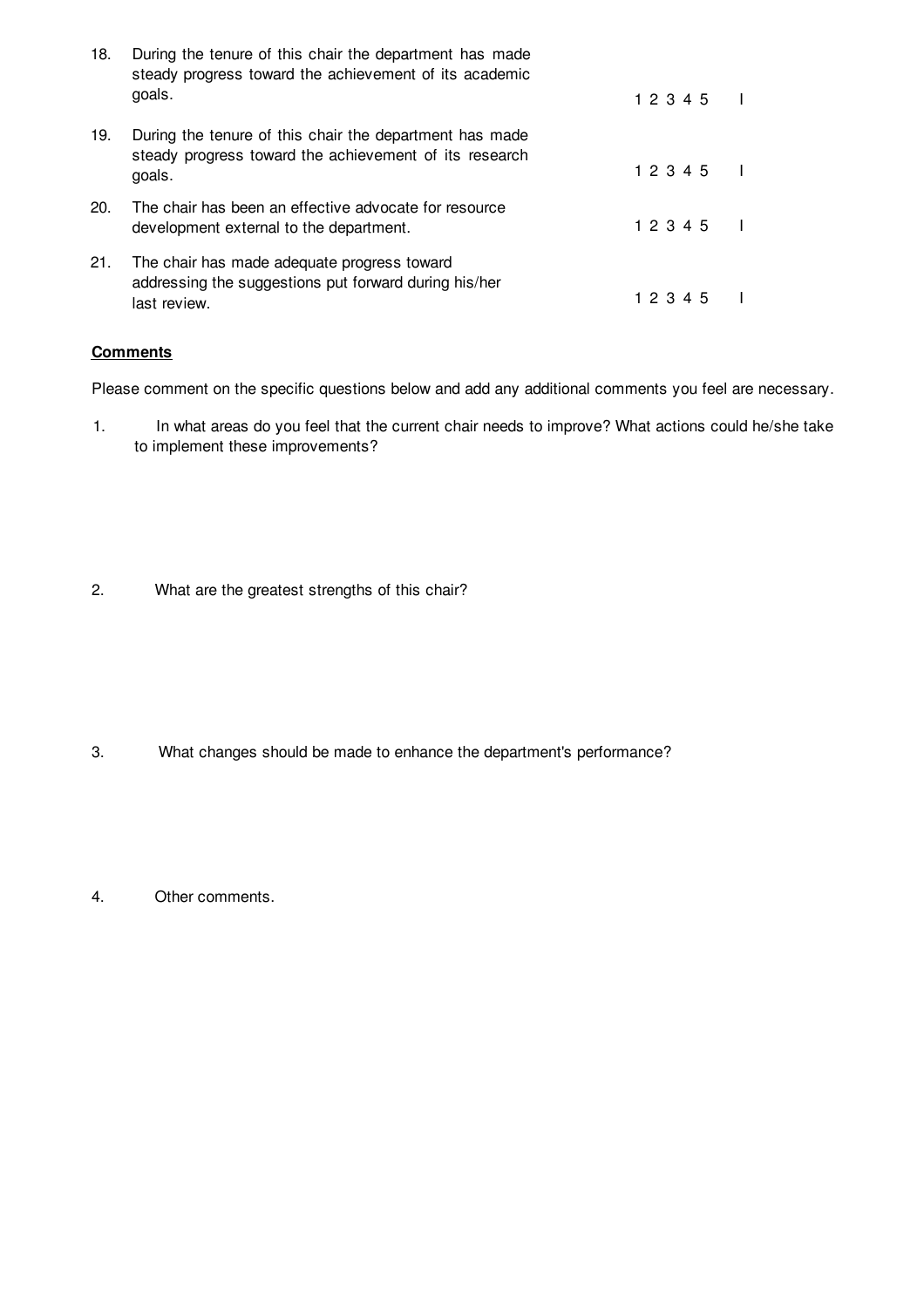| | | |
|---|---|---|
| 18. | During the tenure of this chair the department has made steady progress toward the achievement of its academic goals. | 1 2 3 4 5 I |
| 19. | During the tenure of this chair the department has made steady progress toward the achievement of its research goals. | 1 2 3 4 5 I |
| 20. | The chair has been an effective advocate for resource development external to the department. | 1 2 3 4 5 I |
| 21. | The chair has made adequate progress toward addressing the suggestions put forward during his/her last review. | 1 2 3 4 5 I |

**Comments**

Please comment on the specific questions below and add any additional comments you feel are necessary.

1. In what areas do you feel that the current chair needs to improve? What actions could he/she take to implement these improvements?

2. What are the greatest strengths of this chair?

3. What changes should be made to enhance the department's performance?

4. Other comments.